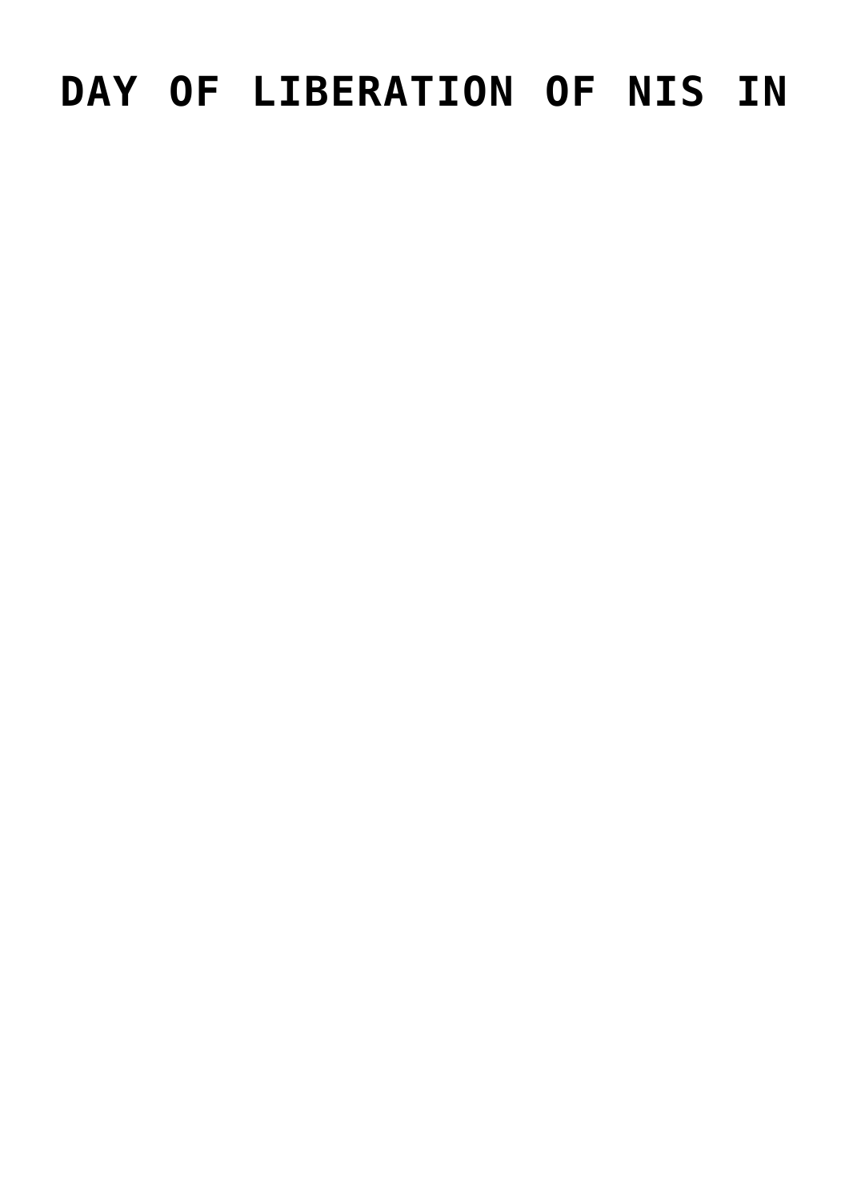# DAY OF LIBERATION OF NIS IN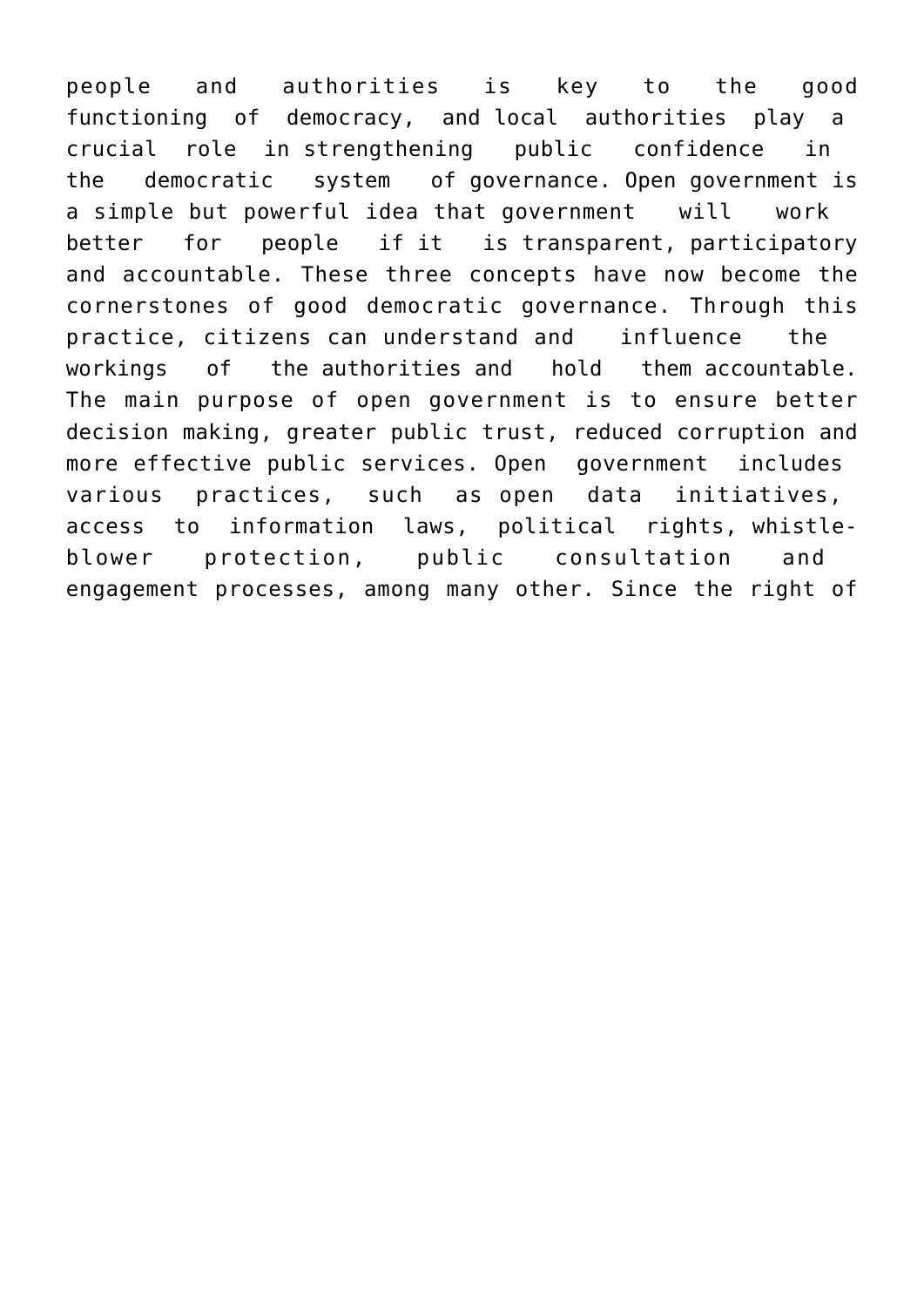people and authorities is key to the good functioning of democracy, and local authorities play a crucial role in strengthening public confidence in the democratic system of governance. Open government is a simple but powerful idea that government will work better for people if it is transparent, participatory and accountable. These three concepts have now become the cornerstones of good democratic governance. Through this practice, citizens can understand and influence the workings of the authorities and hold them accountable. The main purpose of open government is to ensure better decision making, greater public trust, reduced corruption and more effective public services. Open government includes various practices, such as open data initiatives, access to information laws, political rights, whistle-blower protection, public consultation and engagement processes, among many other. Since the right of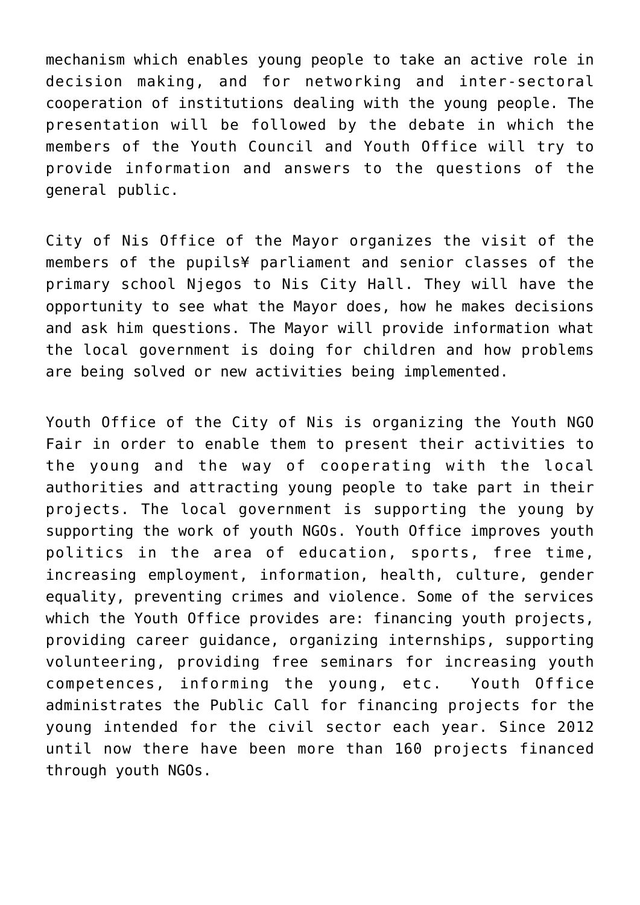mechanism which enables young people to take an active role in decision making, and for networking and inter-sectoral cooperation of institutions dealing with the young people. The presentation will be followed by the debate in which the members of the Youth Council and Youth Office will try to provide information and answers to the questions of the general public.

City of Nis Office of the Mayor organizes the visit of the members of the pupils¥ parliament and senior classes of the primary school Njegos to Nis City Hall. They will have the opportunity to see what the Mayor does, how he makes decisions and ask him questions. The Mayor will provide information what the local government is doing for children and how problems are being solved or new activities being implemented.

Youth Office of the City of Nis is organizing the Youth NGO Fair in order to enable them to present their activities to the young and the way of cooperating with the local authorities and attracting young people to take part in their projects. The local government is supporting the young by supporting the work of youth NGOs. Youth Office improves youth politics in the area of education, sports, free time, increasing employment, information, health, culture, gender equality, preventing crimes and violence. Some of the services which the Youth Office provides are: financing youth projects, providing career guidance, organizing internships, supporting volunteering, providing free seminars for increasing youth competences, informing the young, etc. Youth Office administrates the Public Call for financing projects for the young intended for the civil sector each year. Since 2012 until now there have been more than 160 projects financed through youth NGOs.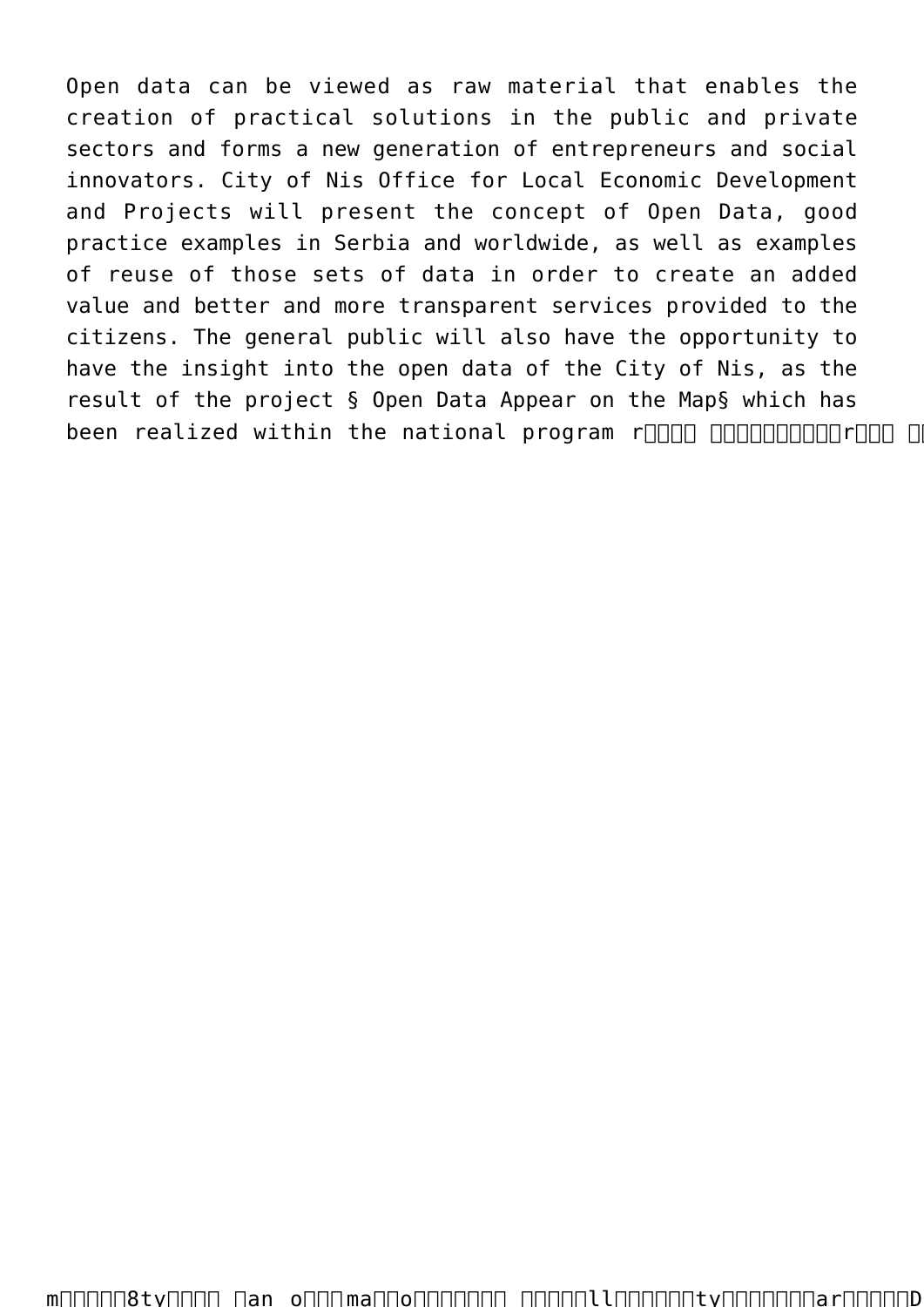Open data can be viewed as raw material that enables the creation of practical solutions in the public and private sectors and forms a new generation of entrepreneurs and social innovators. City of Nis Office for Local Economic Development and Projects will present the concept of Open Data, good practice examples in Serbia and worldwide, as well as examples of reuse of those sets of data in order to create an added value and better and more transparent services provided to the citizens. The general public will also have the opportunity to have the insight into the open data of the City of Nis, as the result of the project § Open Data Appear on the Map§ which has been realized within the national program r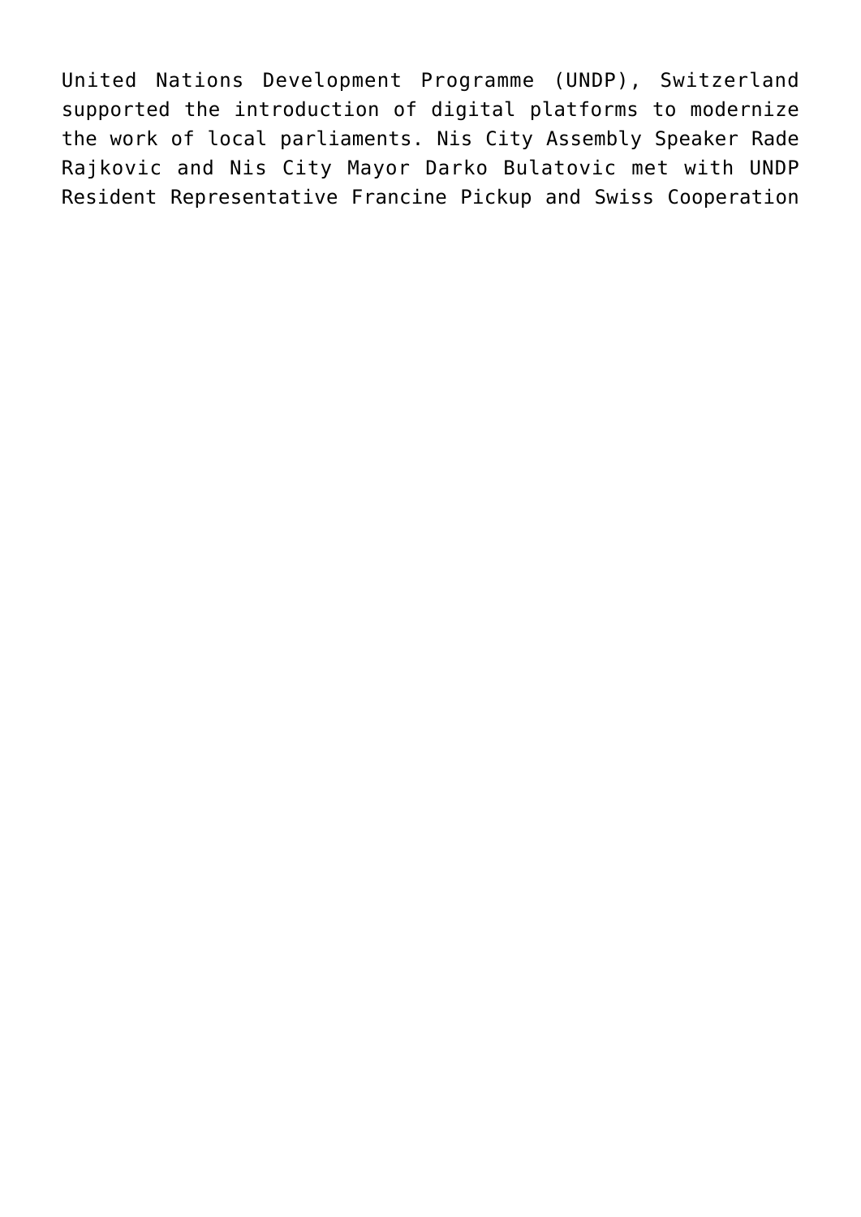United Nations Development Programme (UNDP), Switzerland supported the introduction of digital platforms to modernize the work of local parliaments. Nis City Assembly Speaker Rade Rajkovic and Nis City Mayor Darko Bulatovic met with UNDP Resident Representative Francine Pickup and Swiss Cooperation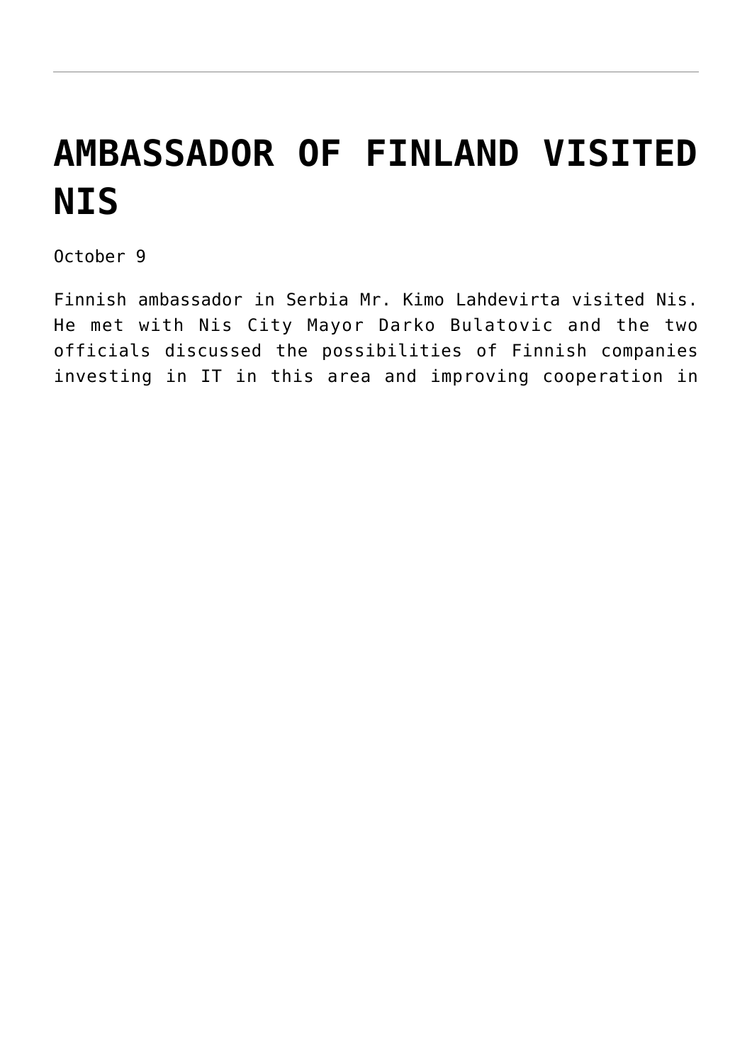# AMBASSADOR OF FINLAND VISITED NIS

October 9

Finnish ambassador in Serbia Mr. Kimo Lahdevirta visited Nis. He met with Nis City Mayor Darko Bulatovic and the two officials discussed the possibilities of Finnish companies investing in IT in this area and improving cooperation in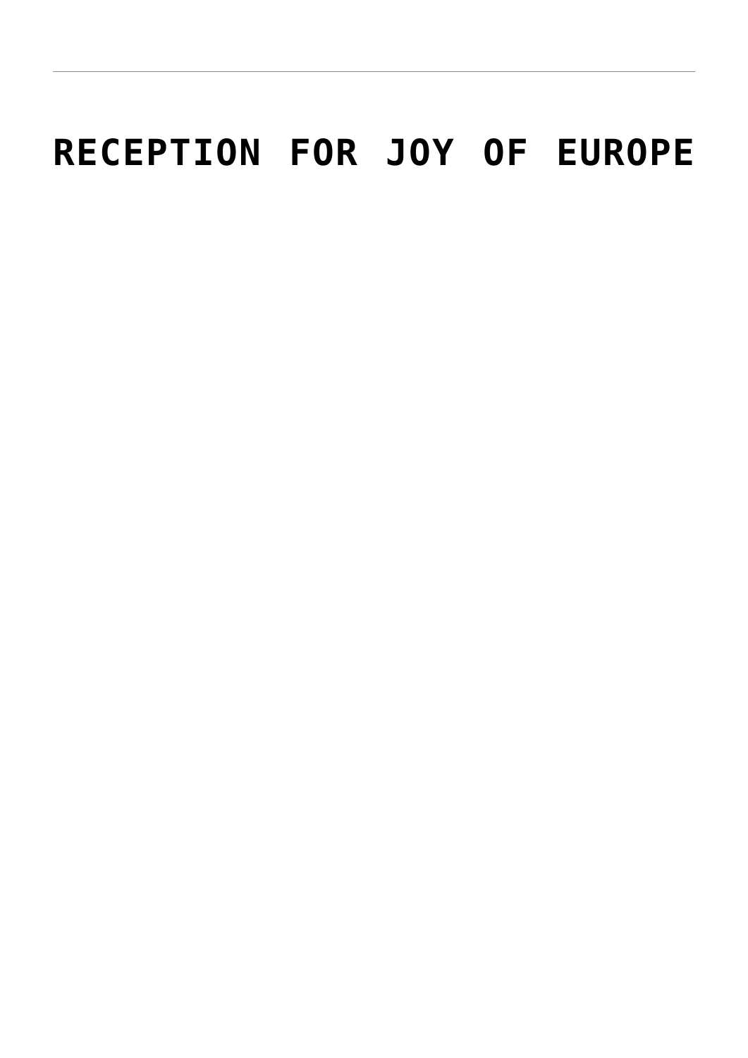# RECEPTION FOR JOY OF EUROPE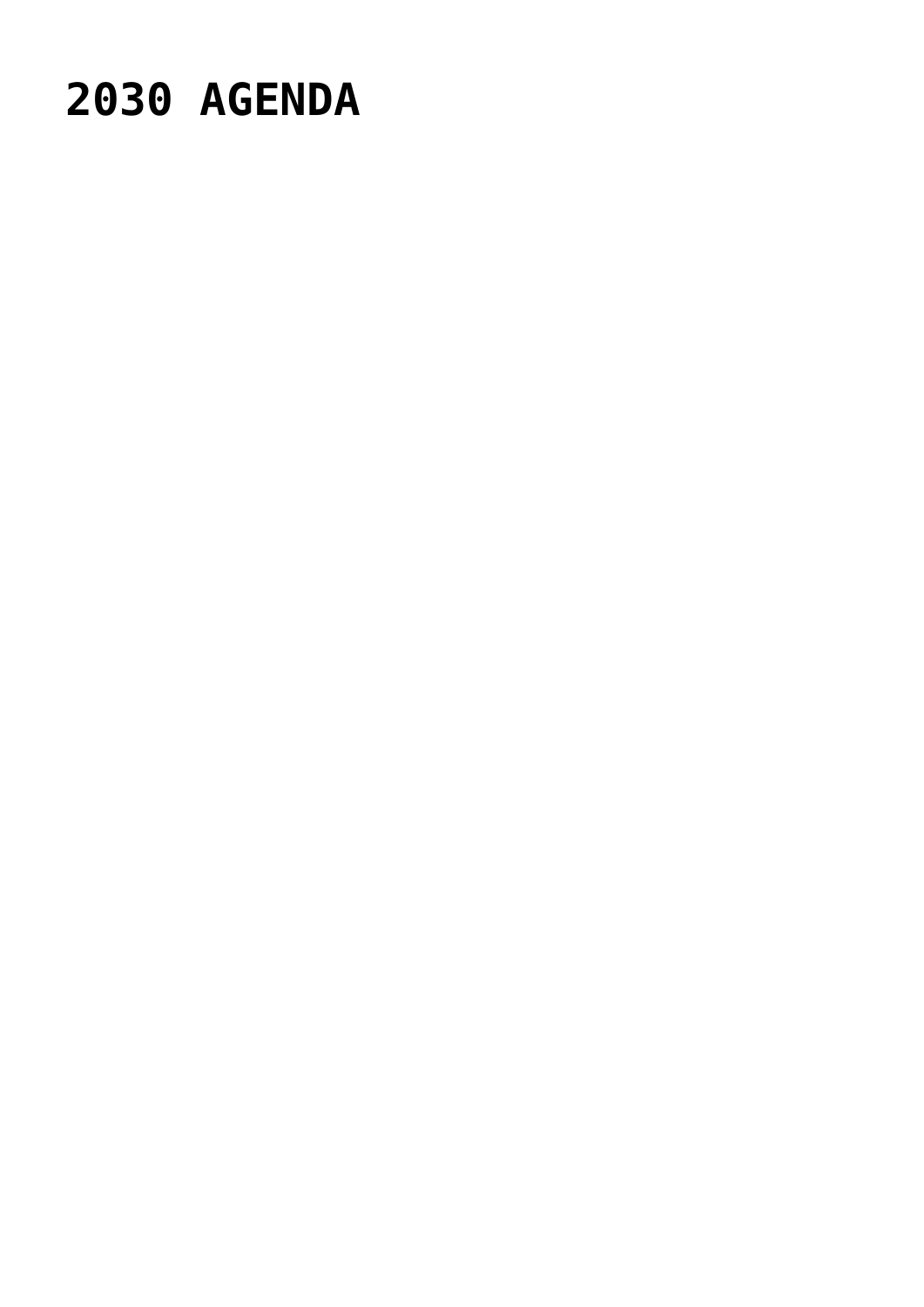# 2030 AGENDA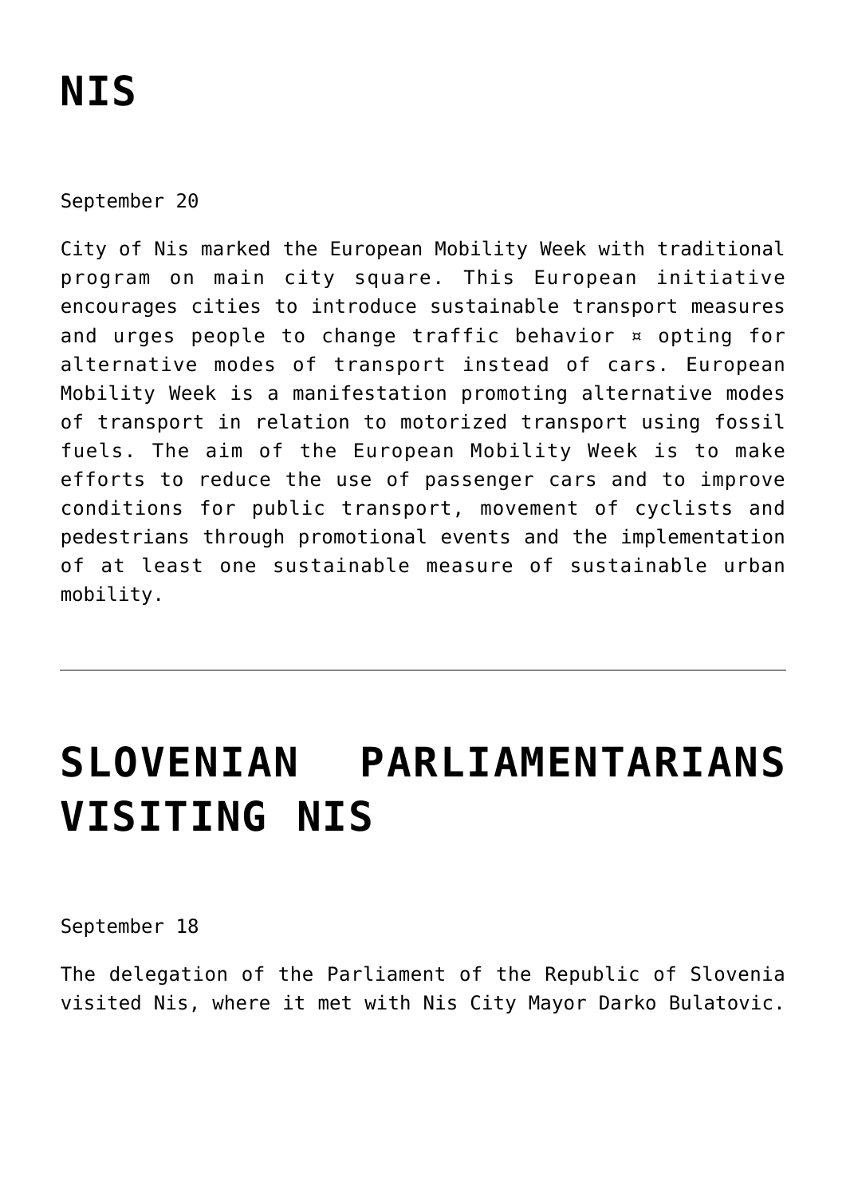# NIS

September 20

City of Nis marked the European Mobility Week with traditional program on main city square. This European initiative encourages cities to introduce sustainable transport measures and urges people to change traffic behavior ¤ opting for alternative modes of transport instead of cars. European Mobility Week is a manifestation promoting alternative modes of transport in relation to motorized transport using fossil fuels. The aim of the European Mobility Week is to make efforts to reduce the use of passenger cars and to improve conditions for public transport, movement of cyclists and pedestrians through promotional events and the implementation of at least one sustainable measure of sustainable urban mobility.

---

# SLOVENIAN PARLIAMENTARIANS VISITING NIS

September 18

The delegation of the Parliament of the Republic of Slovenia visited Nis, where it met with Nis City Mayor Darko Bulatovic.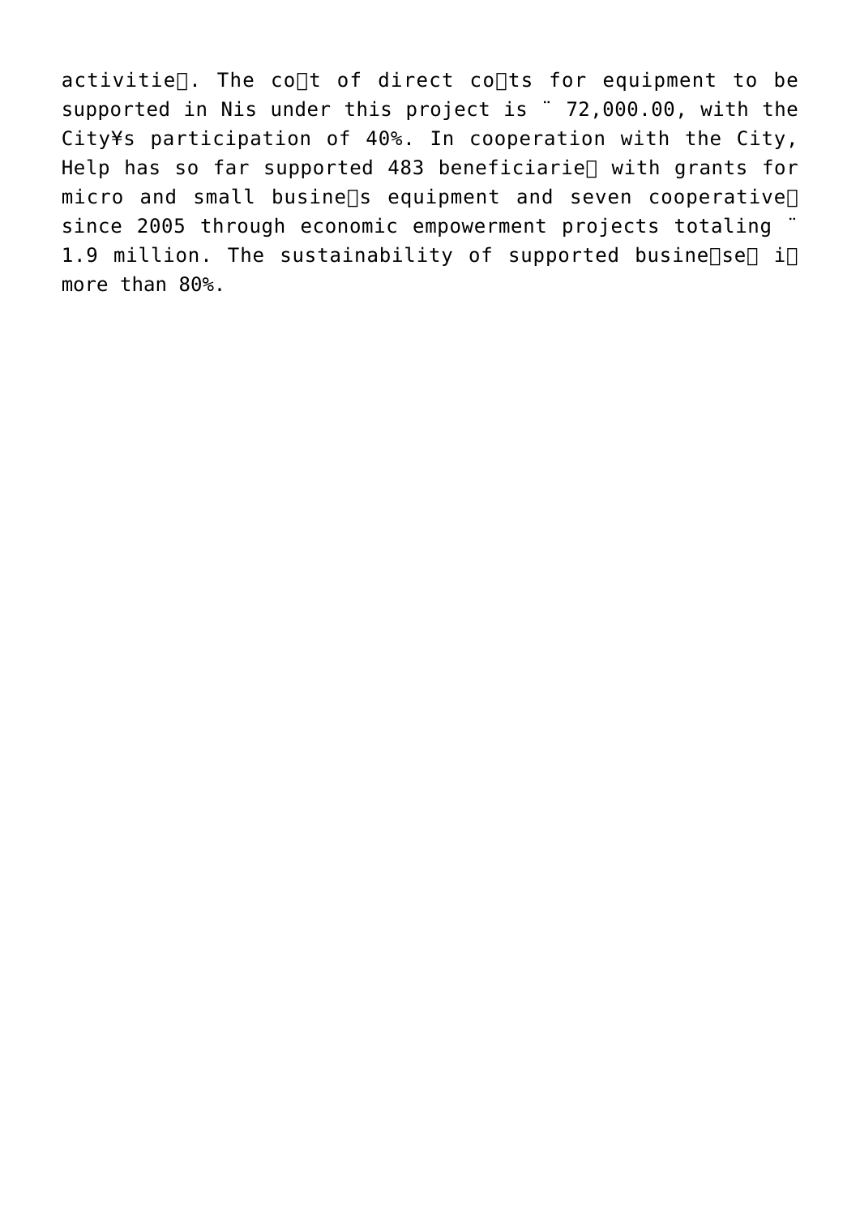activitie. The cot of direct cots for equipment to be supported in Nis under this project is ¨ 72,000.00, with the City¥s participation of 40%. In cooperation with the City, Help has so far supported 483 beneficiarie with grants for micro and small busines equipment and seven cooperative since 2005 through economic empowerment projects totaling ¨ 1.9 million. The sustainability of supported businese i more than 80%.